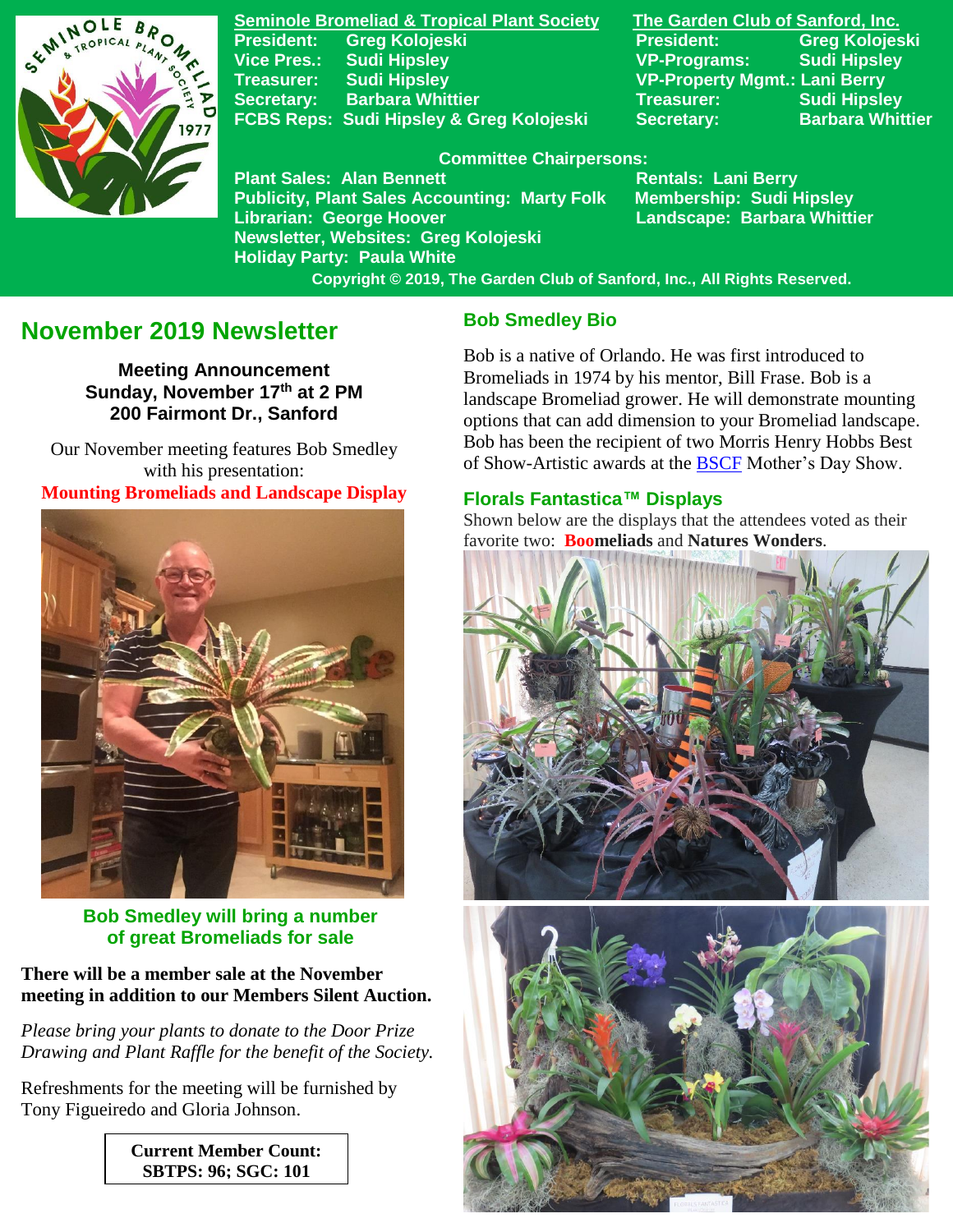**Seminole Bromeliad & Tropical Plant Society**

President: Greg Kolojeski
Vice Pres.: Sudi Hipsley
Treasurer: Sudi Hipsley
Secretary: Barbara Whittier
FCBS Reps: Sudi Hipsley & Greg Kolojeski

**The Garden Club of Sanford, Inc.**

President: Greg Kolojeski
VP-Programs: Sudi Hipsley
VP-Property Mgmt.: Lani Berry
Treasurer: Sudi Hipsley
Secretary: Barbara Whittier

**Committee Chairpersons:**

Plant Sales: Alan Bennett
Publicity, Plant Sales Accounting: Marty Folk
Librarian: George Hoover
Newsletter, Websites: Greg Kolojeski
Holiday Party: Paula White
Rentals: Lani Berry
Membership: Sudi Hipsley
Landscape: Barbara Whittier

Copyright © 2019, The Garden Club of Sanford, Inc., All Rights Reserved.

# November 2019 Newsletter

**Meeting Announcement**
**Sunday, November 17th at 2 PM**
**200 Fairmont Dr., Sanford**

Our November meeting features Bob Smedley with his presentation:
**Mounting Bromeliads and Landscape Display**

**Bob Smedley will bring a number of great Bromeliads for sale**

**There will be a member sale at the November meeting in addition to our Members Silent Auction.**

*Please bring your plants to donate to the Door Prize Drawing and Plant Raffle for the benefit of the Society.*

Refreshments for the meeting will be furnished by Tony Figueiredo and Gloria Johnson.

**Current Member Count: SBTPS: 96; SGC: 101**

## Bob Smedley Bio

Bob is a native of Orlando. He was first introduced to Bromeliads in 1974 by his mentor, Bill Frase. Bob is a landscape Bromeliad grower. He will demonstrate mounting options that can add dimension to your Bromeliad landscape. Bob has been the recipient of two Morris Henry Hobbs Best of Show-Artistic awards at the BSCF Mother's Day Show.

## Florals Fantastica™ Displays

Shown below are the displays that the attendees voted as their favorite two: **Boomeliads** and **Natures Wonders**.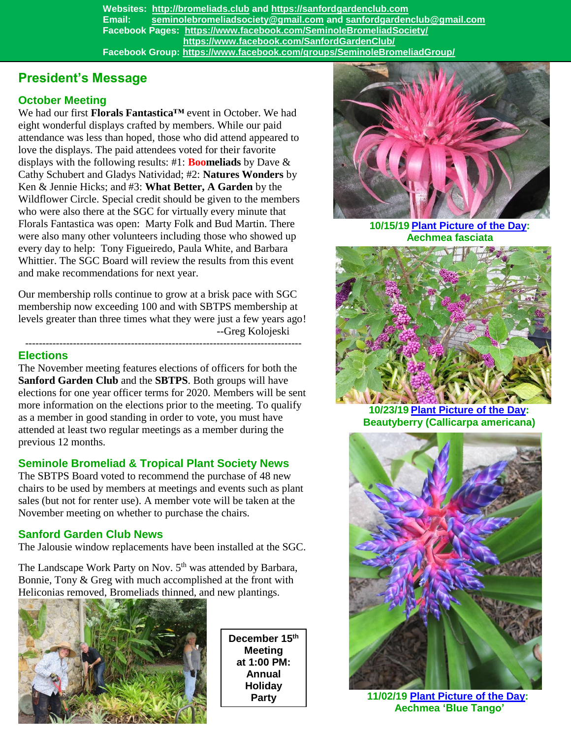**Websites:** http://bromeliads.club and https://sanfordgardenclub.com
**Email:** seminolebromeliadsociety@gmail.com and sanfordgardenclub@gmail.com
**Facebook Pages:** https://www.facebook.com/SeminoleBromeliadSociety/
https://www.facebook.com/SanfordGardenClub/
**Facebook Group:** https://www.facebook.com/groups/SeminoleBromeliadGroup/

## President's Message

### October Meeting

We had our first **Florals Fantastica™** event in October. We had eight wonderful displays crafted by members. While our paid attendance was less than hoped, those who did attend appeared to love the displays. The paid attendees voted for their favorite displays with the following results: #1: **Boomeliads** by Dave & Cathy Schubert and Gladys Natividad; #2: **Natures Wonders** by Ken & Jennie Hicks; and #3: **What Better, A Garden** by the Wildflower Circle. Special credit should be given to the members who were also there at the SGC for virtually every minute that Florals Fantastica was open: Marty Folk and Bud Martin. There were also many other volunteers including those who showed up every day to help: Tony Figueiredo, Paula White, and Barbara Whittier. The SGC Board will review the results from this event and make recommendations for next year.

Our membership rolls continue to grow at a brisk pace with SGC membership now exceeding 100 and with SBTPS membership at levels greater than three times what they were just a few years ago!

--Greg Kolojeski

---

### Elections

The November meeting features elections of officers for both the **Sanford Garden Club** and the **SBTPS**. Both groups will have elections for one year officer terms for 2020. Members will be sent more information on the elections prior to the meeting. To qualify as a member in good standing in order to vote, you must have attended at least two regular meetings as a member during the previous 12 months.

### Seminole Bromeliad & Tropical Plant Society News

The SBTPS Board voted to recommend the purchase of 48 new chairs to be used by members at meetings and events such as plant sales (but not for renter use). A member vote will be taken at the November meeting on whether to purchase the chairs.

### Sanford Garden Club News

The Jalousie window replacements have been installed at the SGC.

The Landscape Work Party on Nov. 5th was attended by Barbara, Bonnie, Tony & Greg with much accomplished at the front with Heliconias removed, Bromeliads thinned, and new plantings.

**December 15th Meeting at 1:00 PM: Annual Holiday Party**

10/15/19 Plant Picture of the Day: Aechmea fasciata

10/23/19 Plant Picture of the Day: Beautyberry (Callicarpa americana)

11/02/19 Plant Picture of the Day: Aechmea 'Blue Tango'